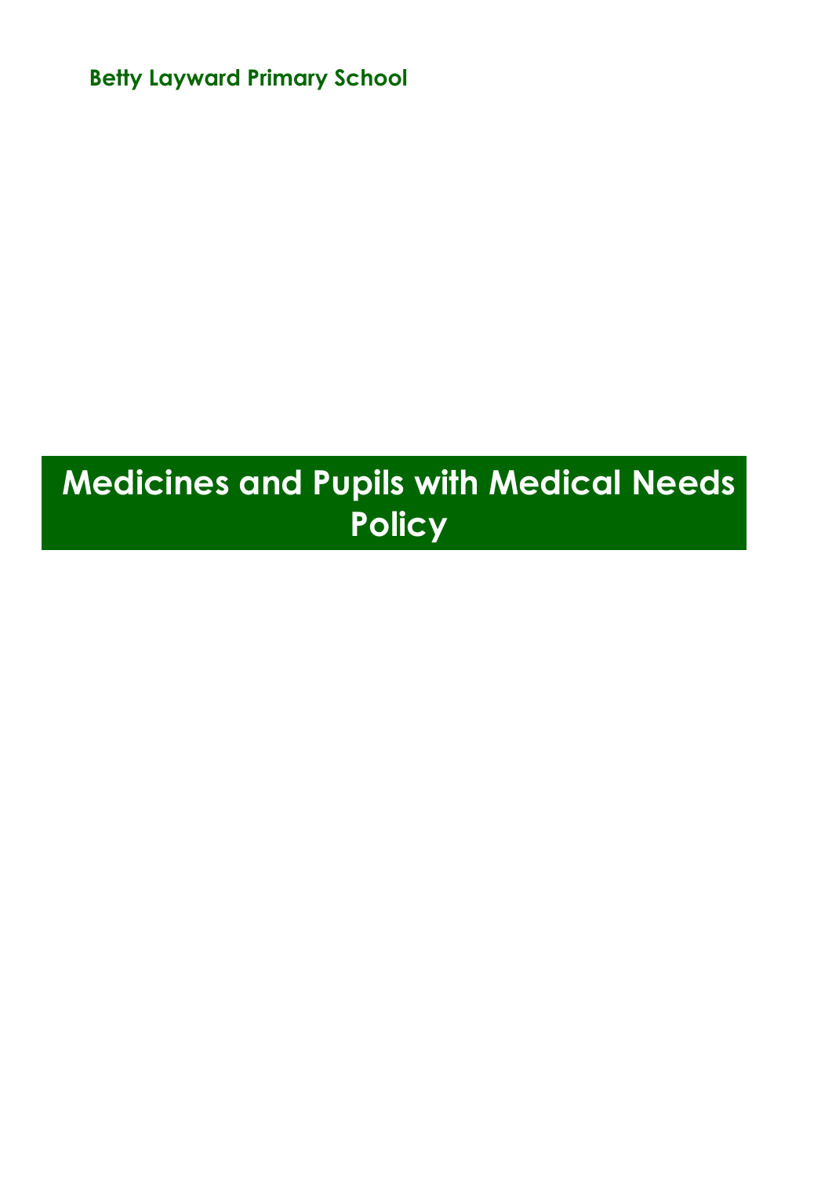**Betty Layward Primary School**

# Medicines and Pupils with Medical Needs Policy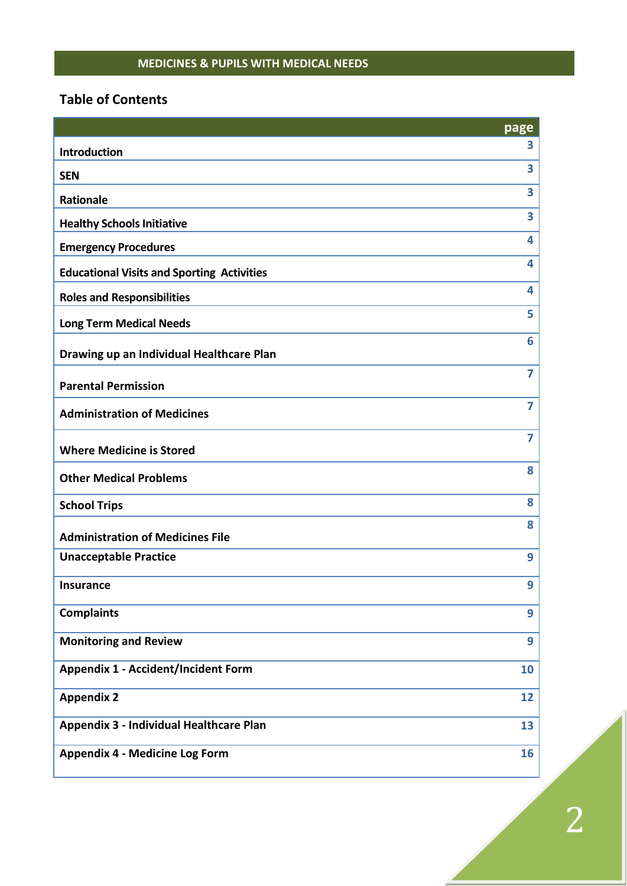MEDICINES & PUPILS WITH MEDICAL NEEDS

## Table of Contents

| | page |
|---|---|
| **Introduction** | 3 |
| **SEN** | 3 |
| **Rationale** | 3 |
| **Healthy Schools Initiative** | 3 |
| **Emergency Procedures** | 4 |
| **Educational Visits and Sporting Activities** | 4 |
| **Roles and Responsibilities** | 4 |
| **Long Term Medical Needs** | 5 |
| **Drawing up an Individual Healthcare Plan** | 6 |
| **Parental Permission** | 7 |
| **Administration of Medicines** | 7 |
| **Where Medicine is Stored** | 7 |
| **Other Medical Problems** | 8 |
| **School Trips** | 8 |
| **Administration of Medicines File** | 8 |
| **Unacceptable Practice** | 9 |
| **Insurance** | 9 |
| **Complaints** | 9 |
| **Monitoring and Review** | 9 |
| **Appendix 1 - Accident/Incident Form** | 10 |
| **Appendix 2** | 12 |
| **Appendix 3 - Individual Healthcare Plan** | 13 |
| **Appendix 4 - Medicine Log Form** | 16 |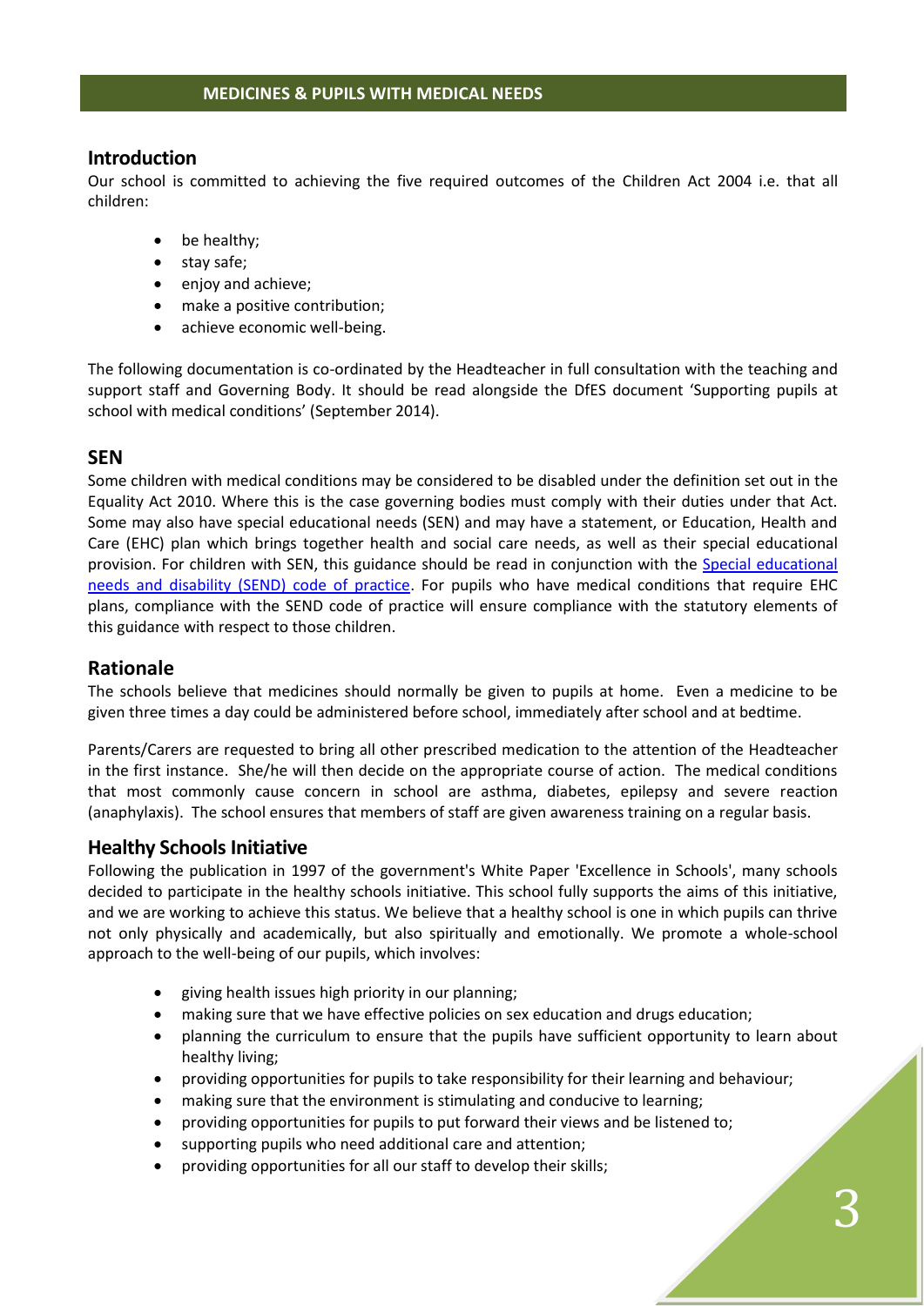## MEDICINES & PUPILS WITH MEDICAL NEEDS

### Introduction

Our school is committed to achieving the five required outcomes of the Children Act 2004 i.e. that all children:

- be healthy;
- stay safe;
- enjoy and achieve;
- make a positive contribution;
- achieve economic well-being.

The following documentation is co-ordinated by the Headteacher in full consultation with the teaching and support staff and Governing Body. It should be read alongside the DfES document 'Supporting pupils at school with medical conditions' (September 2014).

### SEN

Some children with medical conditions may be considered to be disabled under the definition set out in the Equality Act 2010. Where this is the case governing bodies must comply with their duties under that Act. Some may also have special educational needs (SEN) and may have a statement, or Education, Health and Care (EHC) plan which brings together health and social care needs, as well as their special educational provision. For children with SEN, this guidance should be read in conjunction with the Special educational needs and disability (SEND) code of practice. For pupils who have medical conditions that require EHC plans, compliance with the SEND code of practice will ensure compliance with the statutory elements of this guidance with respect to those children.

### Rationale

The schools believe that medicines should normally be given to pupils at home. Even a medicine to be given three times a day could be administered before school, immediately after school and at bedtime.

Parents/Carers are requested to bring all other prescribed medication to the attention of the Headteacher in the first instance. She/he will then decide on the appropriate course of action. The medical conditions that most commonly cause concern in school are asthma, diabetes, epilepsy and severe reaction (anaphylaxis). The school ensures that members of staff are given awareness training on a regular basis.

### Healthy Schools Initiative

Following the publication in 1997 of the government's White Paper 'Excellence in Schools', many schools decided to participate in the healthy schools initiative. This school fully supports the aims of this initiative, and we are working to achieve this status. We believe that a healthy school is one in which pupils can thrive not only physically and academically, but also spiritually and emotionally. We promote a whole-school approach to the well-being of our pupils, which involves:

- giving health issues high priority in our planning;
- making sure that we have effective policies on sex education and drugs education;
- planning the curriculum to ensure that the pupils have sufficient opportunity to learn about healthy living;
- providing opportunities for pupils to take responsibility for their learning and behaviour;
- making sure that the environment is stimulating and conducive to learning;
- providing opportunities for pupils to put forward their views and be listened to;
- supporting pupils who need additional care and attention;
- providing opportunities for all our staff to develop their skills;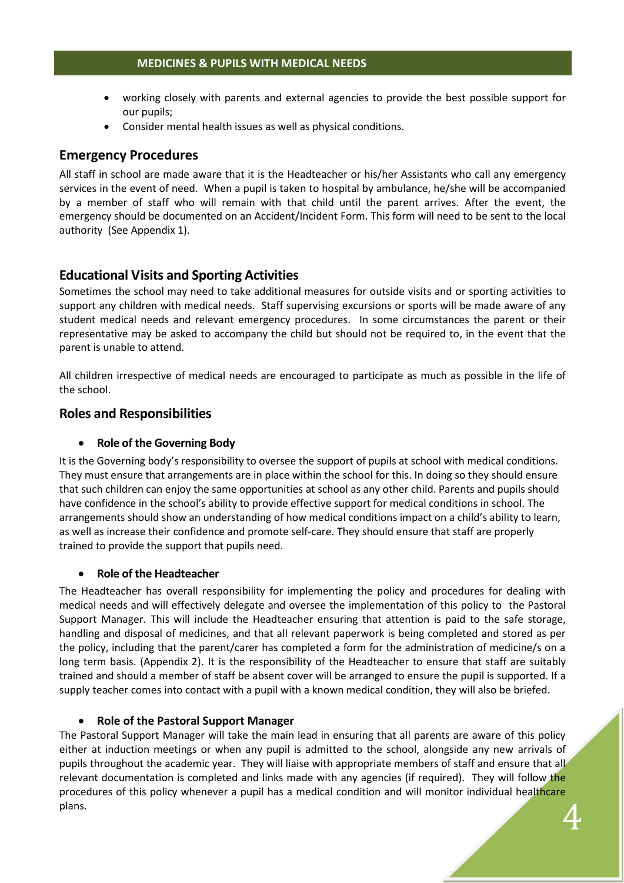- working closely with parents and external agencies to provide the best possible support for our pupils;
- Consider mental health issues as well as physical conditions.

## Emergency Procedures

All staff in school are made aware that it is the Headteacher or his/her Assistants who call any emergency services in the event of need. When a pupil is taken to hospital by ambulance, he/she will be accompanied by a member of staff who will remain with that child until the parent arrives. After the event, the emergency should be documented on an Accident/Incident Form. This form will need to be sent to the local authority (See Appendix 1).

## Educational Visits and Sporting Activities

Sometimes the school may need to take additional measures for outside visits and or sporting activities to support any children with medical needs. Staff supervising excursions or sports will be made aware of any student medical needs and relevant emergency procedures. In some circumstances the parent or their representative may be asked to accompany the child but should not be required to, in the event that the parent is unable to attend.

All children irrespective of medical needs are encouraged to participate as much as possible in the life of the school.

## Roles and Responsibilities

- **Role of the Governing Body**

It is the Governing body's responsibility to oversee the support of pupils at school with medical conditions. They must ensure that arrangements are in place within the school for this. In doing so they should ensure that such children can enjoy the same opportunities at school as any other child. Parents and pupils should have confidence in the school's ability to provide effective support for medical conditions in school. The arrangements should show an understanding of how medical conditions impact on a child's ability to learn, as well as increase their confidence and promote self-care. They should ensure that staff are properly trained to provide the support that pupils need.

- **Role of the Headteacher**

The Headteacher has overall responsibility for implementing the policy and procedures for dealing with medical needs and will effectively delegate and oversee the implementation of this policy to the Pastoral Support Manager. This will include the Headteacher ensuring that attention is paid to the safe storage, handling and disposal of medicines, and that all relevant paperwork is being completed and stored as per the policy, including that the parent/carer has completed a form for the administration of medicine/s on a long term basis. (Appendix 2). It is the responsibility of the Headteacher to ensure that staff are suitably trained and should a member of staff be absent cover will be arranged to ensure the pupil is supported. If a supply teacher comes into contact with a pupil with a known medical condition, they will also be briefed.

- **Role of the Pastoral Support Manager**

The Pastoral Support Manager will take the main lead in ensuring that all parents are aware of this policy either at induction meetings or when any pupil is admitted to the school, alongside any new arrivals of pupils throughout the academic year. They will liaise with appropriate members of staff and ensure that all relevant documentation is completed and links made with any agencies (if required). They will follow the procedures of this policy whenever a pupil has a medical condition and will monitor individual healthcare plans.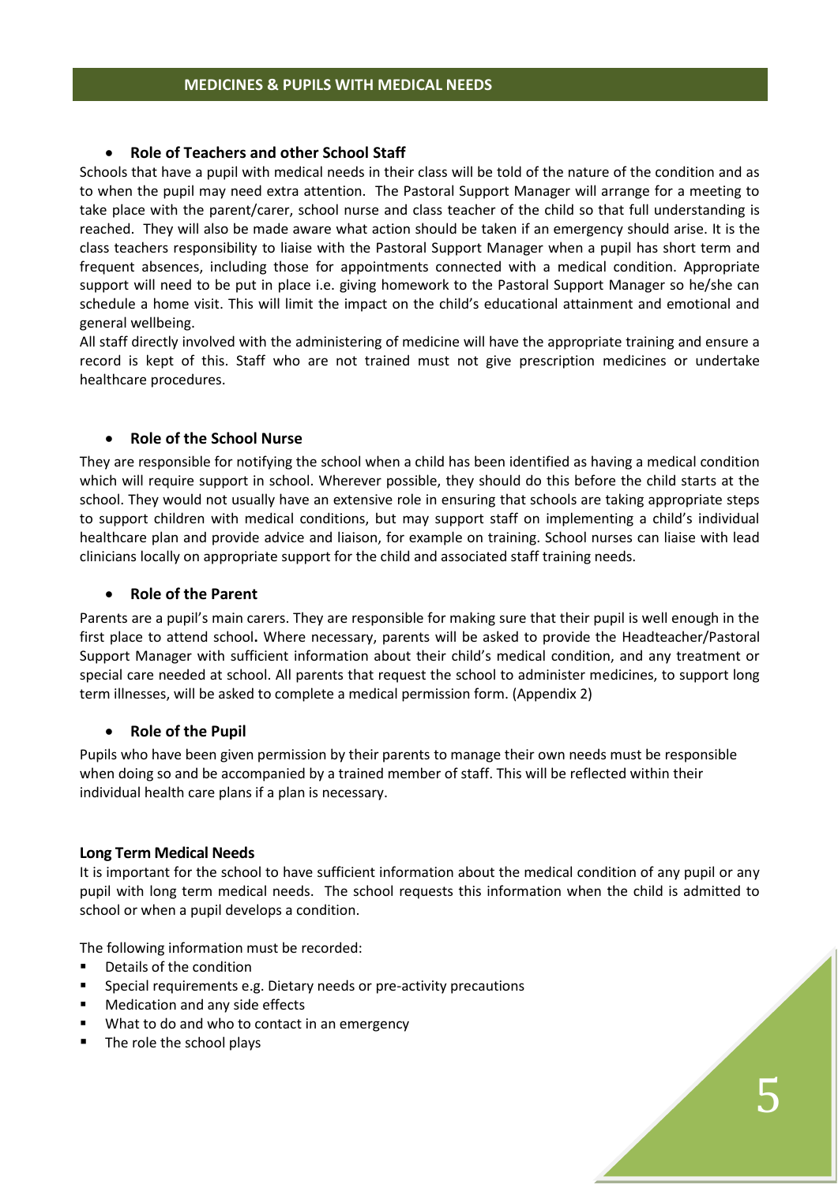- **Role of Teachers and other School Staff**

Schools that have a pupil with medical needs in their class will be told of the nature of the condition and as to when the pupil may need extra attention. The Pastoral Support Manager will arrange for a meeting to take place with the parent/carer, school nurse and class teacher of the child so that full understanding is reached. They will also be made aware what action should be taken if an emergency should arise. It is the class teachers responsibility to liaise with the Pastoral Support Manager when a pupil has short term and frequent absences, including those for appointments connected with a medical condition. Appropriate support will need to be put in place i.e. giving homework to the Pastoral Support Manager so he/she can schedule a home visit. This will limit the impact on the child's educational attainment and emotional and general wellbeing.

All staff directly involved with the administering of medicine will have the appropriate training and ensure a record is kept of this. Staff who are not trained must not give prescription medicines or undertake healthcare procedures.

- **Role of the School Nurse**

They are responsible for notifying the school when a child has been identified as having a medical condition which will require support in school. Wherever possible, they should do this before the child starts at the school. They would not usually have an extensive role in ensuring that schools are taking appropriate steps to support children with medical conditions, but may support staff on implementing a child's individual healthcare plan and provide advice and liaison, for example on training. School nurses can liaise with lead clinicians locally on appropriate support for the child and associated staff training needs.

- **Role of the Parent**

Parents are a pupil's main carers. They are responsible for making sure that their pupil is well enough in the first place to attend school**.** Where necessary, parents will be asked to provide the Headteacher/Pastoral Support Manager with sufficient information about their child's medical condition, and any treatment or special care needed at school. All parents that request the school to administer medicines, to support long term illnesses, will be asked to complete a medical permission form. (Appendix 2)

- **Role of the Pupil**

Pupils who have been given permission by their parents to manage their own needs must be responsible when doing so and be accompanied by a trained member of staff. This will be reflected within their individual health care plans if a plan is necessary.

**Long Term Medical Needs**

It is important for the school to have sufficient information about the medical condition of any pupil or any pupil with long term medical needs. The school requests this information when the child is admitted to school or when a pupil develops a condition.

The following information must be recorded:

- Details of the condition
- Special requirements e.g. Dietary needs or pre-activity precautions
- Medication and any side effects
- What to do and who to contact in an emergency
- The role the school plays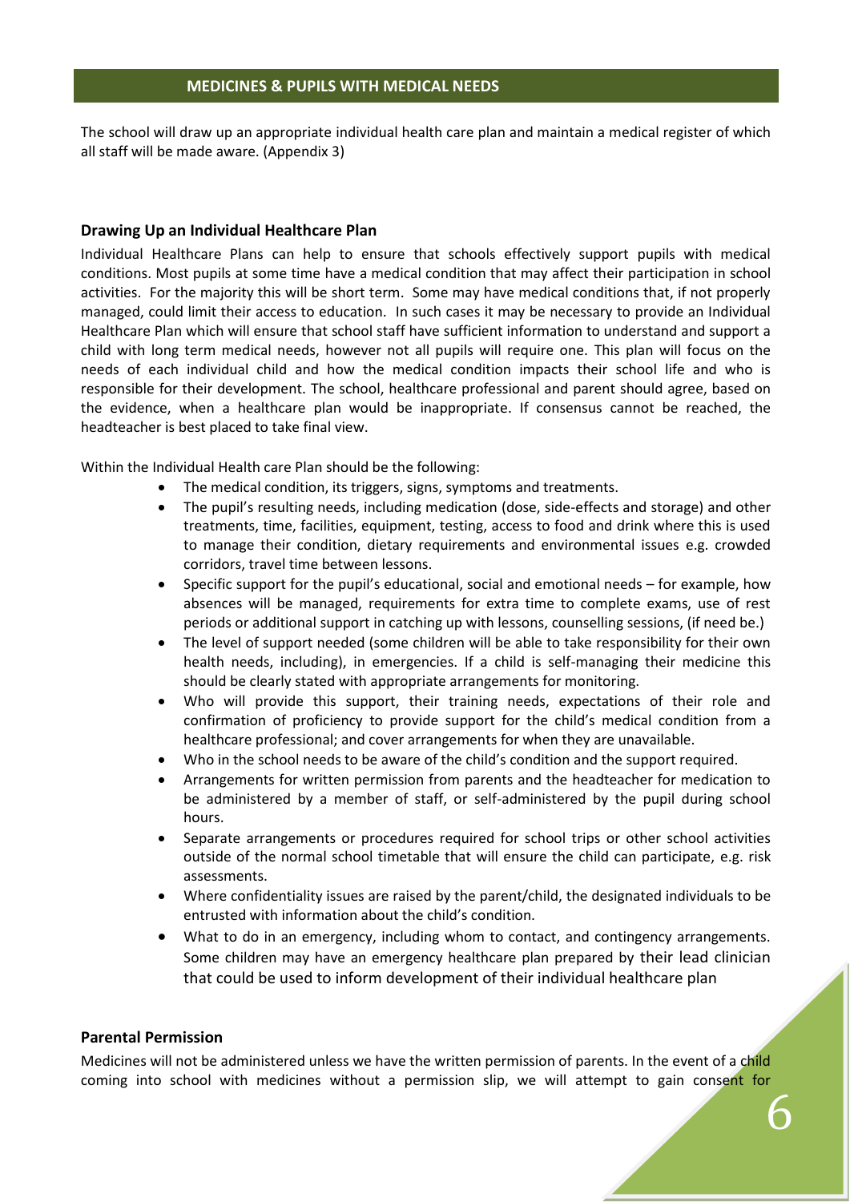## MEDICINES & PUPILS WITH MEDICAL NEEDS

The school will draw up an appropriate individual health care plan and maintain a medical register of which all staff will be made aware. (Appendix 3)

### Drawing Up an Individual Healthcare Plan

Individual Healthcare Plans can help to ensure that schools effectively support pupils with medical conditions. Most pupils at some time have a medical condition that may affect their participation in school activities. For the majority this will be short term. Some may have medical conditions that, if not properly managed, could limit their access to education. In such cases it may be necessary to provide an Individual Healthcare Plan which will ensure that school staff have sufficient information to understand and support a child with long term medical needs, however not all pupils will require one. This plan will focus on the needs of each individual child and how the medical condition impacts their school life and who is responsible for their development. The school, healthcare professional and parent should agree, based on the evidence, when a healthcare plan would be inappropriate. If consensus cannot be reached, the headteacher is best placed to take final view.

Within the Individual Health care Plan should be the following:

- The medical condition, its triggers, signs, symptoms and treatments.
- The pupil's resulting needs, including medication (dose, side-effects and storage) and other treatments, time, facilities, equipment, testing, access to food and drink where this is used to manage their condition, dietary requirements and environmental issues e.g. crowded corridors, travel time between lessons.
- Specific support for the pupil's educational, social and emotional needs – for example, how absences will be managed, requirements for extra time to complete exams, use of rest periods or additional support in catching up with lessons, counselling sessions, (if need be.)
- The level of support needed (some children will be able to take responsibility for their own health needs, including), in emergencies. If a child is self-managing their medicine this should be clearly stated with appropriate arrangements for monitoring.
- Who will provide this support, their training needs, expectations of their role and confirmation of proficiency to provide support for the child's medical condition from a healthcare professional; and cover arrangements for when they are unavailable.
- Who in the school needs to be aware of the child's condition and the support required.
- Arrangements for written permission from parents and the headteacher for medication to be administered by a member of staff, or self-administered by the pupil during school hours.
- Separate arrangements or procedures required for school trips or other school activities outside of the normal school timetable that will ensure the child can participate, e.g. risk assessments.
- Where confidentiality issues are raised by the parent/child, the designated individuals to be entrusted with information about the child's condition.
- What to do in an emergency, including whom to contact, and contingency arrangements. Some children may have an emergency healthcare plan prepared by their lead clinician that could be used to inform development of their individual healthcare plan

### Parental Permission

Medicines will not be administered unless we have the written permission of parents. In the event of a child coming into school with medicines without a permission slip, we will attempt to gain consent for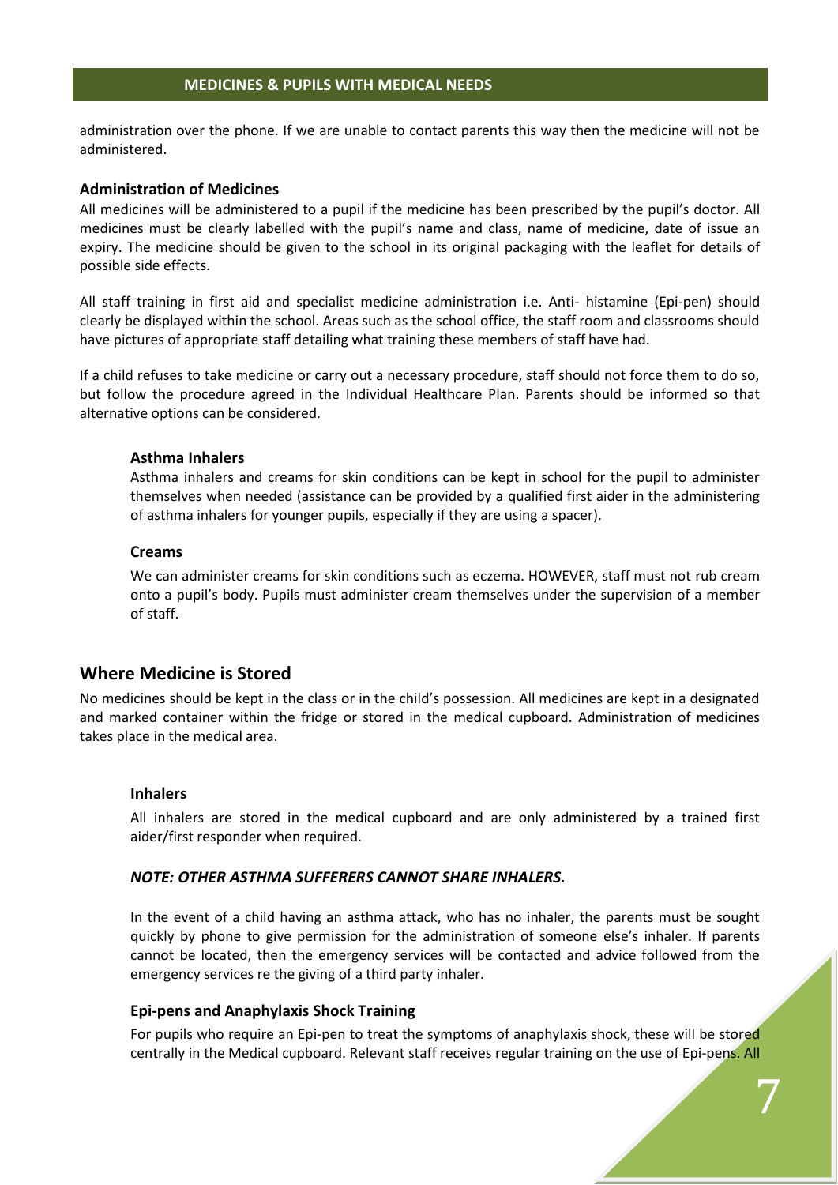administration over the phone. If we are unable to contact parents this way then the medicine will not be administered.

### Administration of Medicines

All medicines will be administered to a pupil if the medicine has been prescribed by the pupil's doctor. All medicines must be clearly labelled with the pupil's name and class, name of medicine, date of issue an expiry. The medicine should be given to the school in its original packaging with the leaflet for details of possible side effects.

All staff training in first aid and specialist medicine administration i.e. Anti- histamine (Epi-pen) should clearly be displayed within the school. Areas such as the school office, the staff room and classrooms should have pictures of appropriate staff detailing what training these members of staff have had.

If a child refuses to take medicine or carry out a necessary procedure, staff should not force them to do so, but follow the procedure agreed in the Individual Healthcare Plan. Parents should be informed so that alternative options can be considered.

#### Asthma Inhalers

Asthma inhalers and creams for skin conditions can be kept in school for the pupil to administer themselves when needed (assistance can be provided by a qualified first aider in the administering of asthma inhalers for younger pupils, especially if they are using a spacer).

#### Creams

We can administer creams for skin conditions such as eczema. HOWEVER, staff must not rub cream onto a pupil's body. Pupils must administer cream themselves under the supervision of a member of staff.

## Where Medicine is Stored

No medicines should be kept in the class or in the child's possession. All medicines are kept in a designated and marked container within the fridge or stored in the medical cupboard. Administration of medicines takes place in the medical area.

#### Inhalers

All inhalers are stored in the medical cupboard and are only administered by a trained first aider/first responder when required.

***NOTE: OTHER ASTHMA SUFFERERS CANNOT SHARE INHALERS.***

In the event of a child having an asthma attack, who has no inhaler, the parents must be sought quickly by phone to give permission for the administration of someone else's inhaler. If parents cannot be located, then the emergency services will be contacted and advice followed from the emergency services re the giving of a third party inhaler.

#### Epi-pens and Anaphylaxis Shock Training

For pupils who require an Epi-pen to treat the symptoms of anaphylaxis shock, these will be stored centrally in the Medical cupboard. Relevant staff receives regular training on the use of Epi-pens. All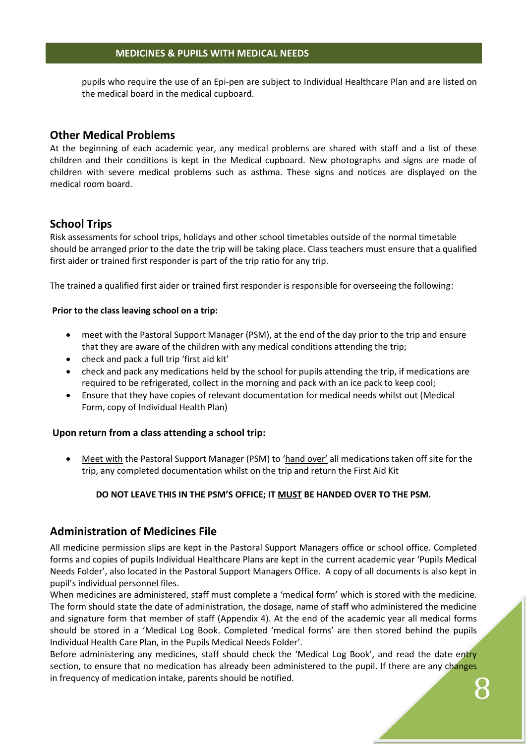pupils who require the use of an Epi-pen are subject to Individual Healthcare Plan and are listed on the medical board in the medical cupboard.

## Other Medical Problems

At the beginning of each academic year, any medical problems are shared with staff and a list of these children and their conditions is kept in the Medical cupboard. New photographs and signs are made of children with severe medical problems such as asthma. These signs and notices are displayed on the medical room board.

## School Trips

Risk assessments for school trips, holidays and other school timetables outside of the normal timetable should be arranged prior to the date the trip will be taking place. Class teachers must ensure that a qualified first aider or trained first responder is part of the trip ratio for any trip.

The trained a qualified first aider or trained first responder is responsible for overseeing the following:

**Prior to the class leaving school on a trip:**

- meet with the Pastoral Support Manager (PSM), at the end of the day prior to the trip and ensure that they are aware of the children with any medical conditions attending the trip;
- check and pack a full trip 'first aid kit'
- check and pack any medications held by the school for pupils attending the trip, if medications are required to be refrigerated, collect in the morning and pack with an ice pack to keep cool;
- Ensure that they have copies of relevant documentation for medical needs whilst out (Medical Form, copy of Individual Health Plan)

**Upon return from a class attending a school trip:**

- Meet with the Pastoral Support Manager (PSM) to 'hand over' all medications taken off site for the trip, any completed documentation whilst on the trip and return the First Aid Kit

**DO NOT LEAVE THIS IN THE PSM'S OFFICE; IT MUST BE HANDED OVER TO THE PSM.**

## Administration of Medicines File

All medicine permission slips are kept in the Pastoral Support Managers office or school office. Completed forms and copies of pupils Individual Healthcare Plans are kept in the current academic year 'Pupils Medical Needs Folder', also located in the Pastoral Support Managers Office. A copy of all documents is also kept in pupil's individual personnel files.

When medicines are administered, staff must complete a 'medical form' which is stored with the medicine. The form should state the date of administration, the dosage, name of staff who administered the medicine and signature form that member of staff (Appendix 4). At the end of the academic year all medical forms should be stored in a 'Medical Log Book. Completed 'medical forms' are then stored behind the pupils Individual Health Care Plan, in the Pupils Medical Needs Folder'.

Before administering any medicines, staff should check the 'Medical Log Book', and read the date entry section, to ensure that no medication has already been administered to the pupil. If there are any changes in frequency of medication intake, parents should be notified.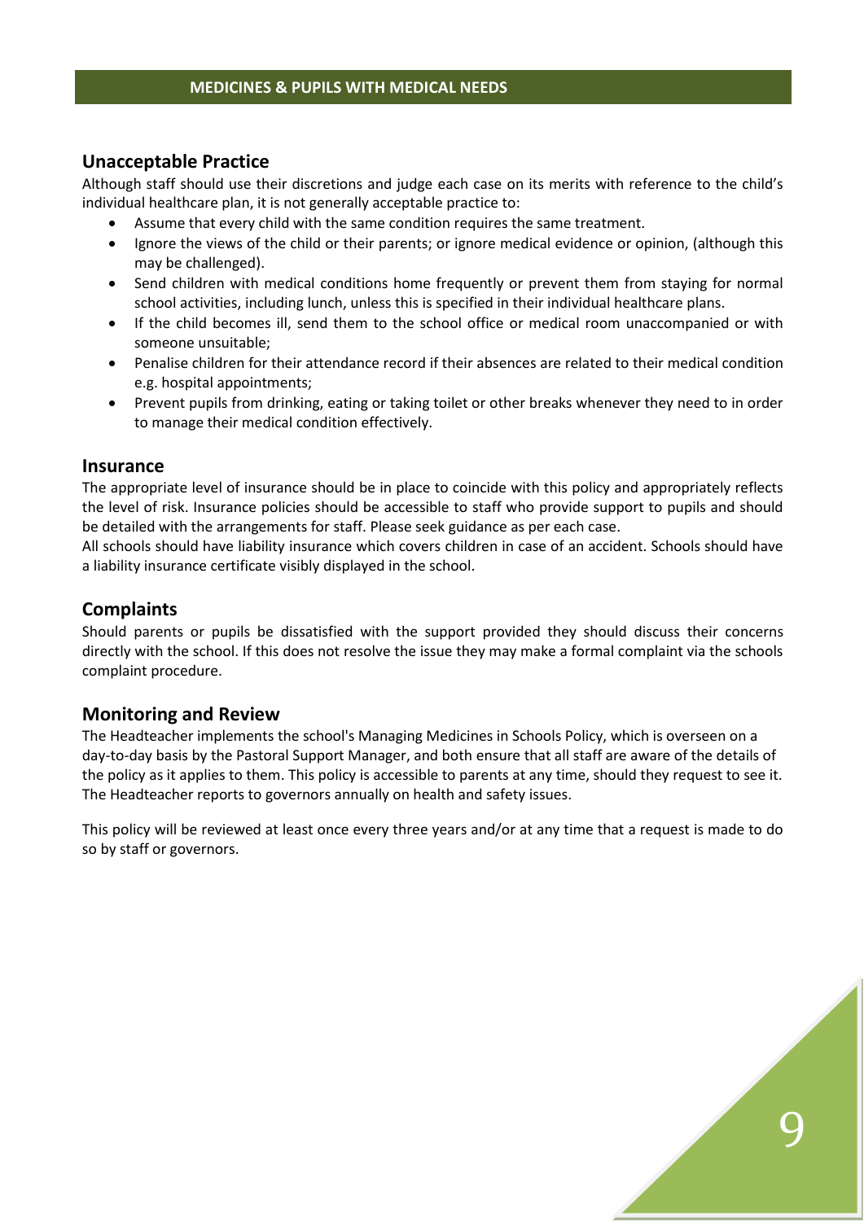## Unacceptable Practice

Although staff should use their discretions and judge each case on its merits with reference to the child's individual healthcare plan, it is not generally acceptable practice to:

- Assume that every child with the same condition requires the same treatment.
- Ignore the views of the child or their parents; or ignore medical evidence or opinion, (although this may be challenged).
- Send children with medical conditions home frequently or prevent them from staying for normal school activities, including lunch, unless this is specified in their individual healthcare plans.
- If the child becomes ill, send them to the school office or medical room unaccompanied or with someone unsuitable;
- Penalise children for their attendance record if their absences are related to their medical condition e.g. hospital appointments;
- Prevent pupils from drinking, eating or taking toilet or other breaks whenever they need to in order to manage their medical condition effectively.

## Insurance

The appropriate level of insurance should be in place to coincide with this policy and appropriately reflects the level of risk. Insurance policies should be accessible to staff who provide support to pupils and should be detailed with the arrangements for staff. Please seek guidance as per each case.

All schools should have liability insurance which covers children in case of an accident. Schools should have a liability insurance certificate visibly displayed in the school.

## Complaints

Should parents or pupils be dissatisfied with the support provided they should discuss their concerns directly with the school. If this does not resolve the issue they may make a formal complaint via the schools complaint procedure.

## Monitoring and Review

The Headteacher implements the school's Managing Medicines in Schools Policy, which is overseen on a day-to-day basis by the Pastoral Support Manager, and both ensure that all staff are aware of the details of the policy as it applies to them. This policy is accessible to parents at any time, should they request to see it. The Headteacher reports to governors annually on health and safety issues.

This policy will be reviewed at least once every three years and/or at any time that a request is made to do so by staff or governors.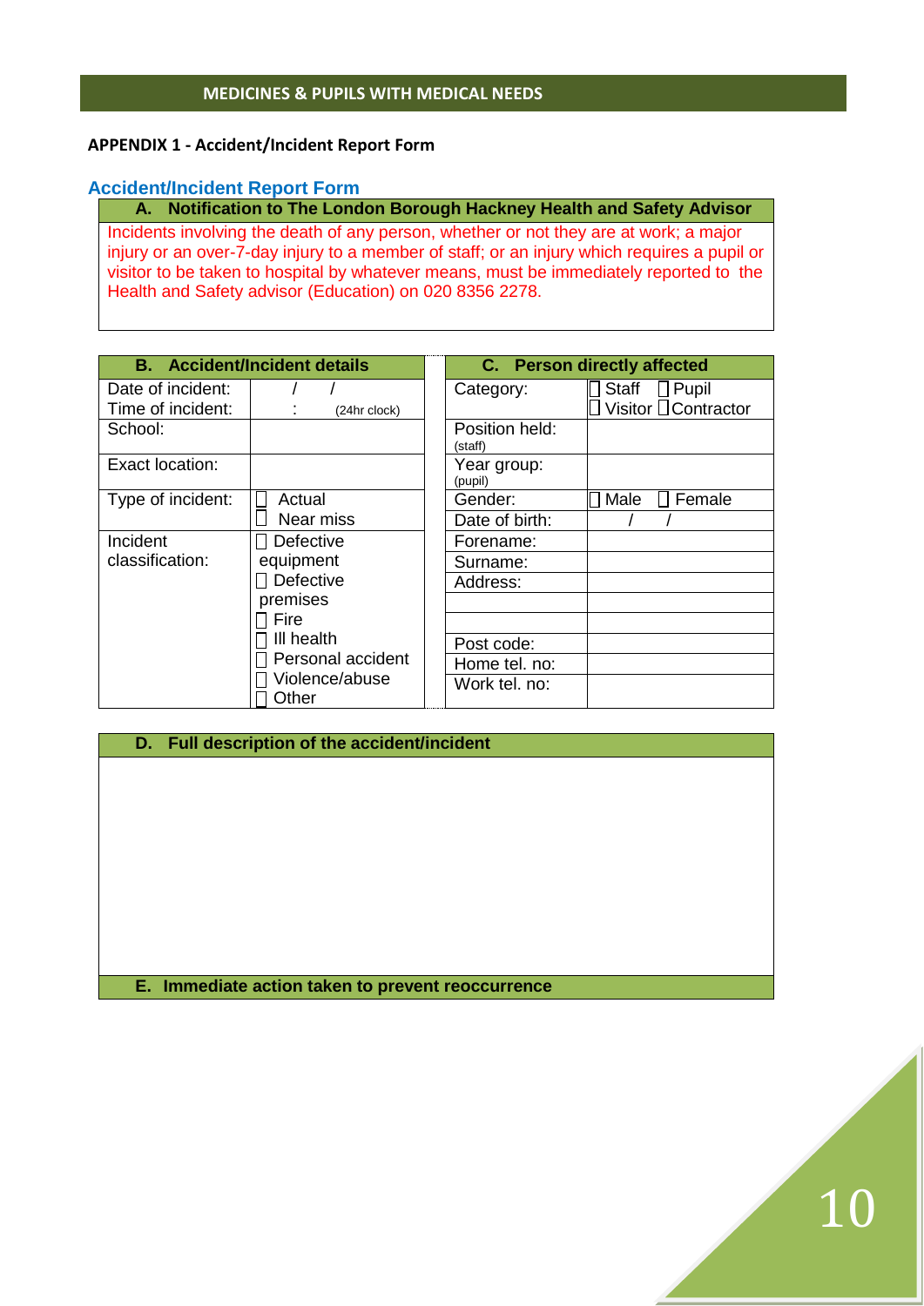## APPENDIX 1 - Accident/Incident Report Form

### Accident/Incident Report Form

| A. Notification to The London Borough Hackney Health and Safety Advisor |
|---|
| Incidents involving the death of any person, whether or not they are at work; a major injury or an over-7-day injury to a member of staff; or an injury which requires a pupil or visitor to be taken to hospital by whatever means, must be immediately reported to the Health and Safety advisor (Education) on 020 8356 2278. |

| B. Accident/Incident details | |
|---|---|
| Date of incident: | / / |
| Time of incident: | : (24hr clock) |
| School: | |
| Exact location: | |
| Type of incident: | ☐ Actual<br>☐ Near miss |
| Incident classification: | ☐ Defective equipment<br>☐ Defective premises<br>☐ Fire<br>☐ Ill health<br>☐ Personal accident<br>☐ Violence/abuse<br>☐ Other |

| C. Person directly affected | |
|---|---|
| Category: | ☐ Staff ☐ Pupil<br>☐ Visitor ☐ Contractor |
| Position held: (staff) | |
| Year group: (pupil) | |
| Gender: | ☐ Male ☐ Female |
| Date of birth: | / / |
| Forename: | |
| Surname: | |
| Address: | |
| | |
| | |
| Post code: | |
| Home tel. no: | |
| Work tel. no: | |

| D. Full description of the accident/incident |
|---|
| |

| E. Immediate action taken to prevent reoccurrence |
|---|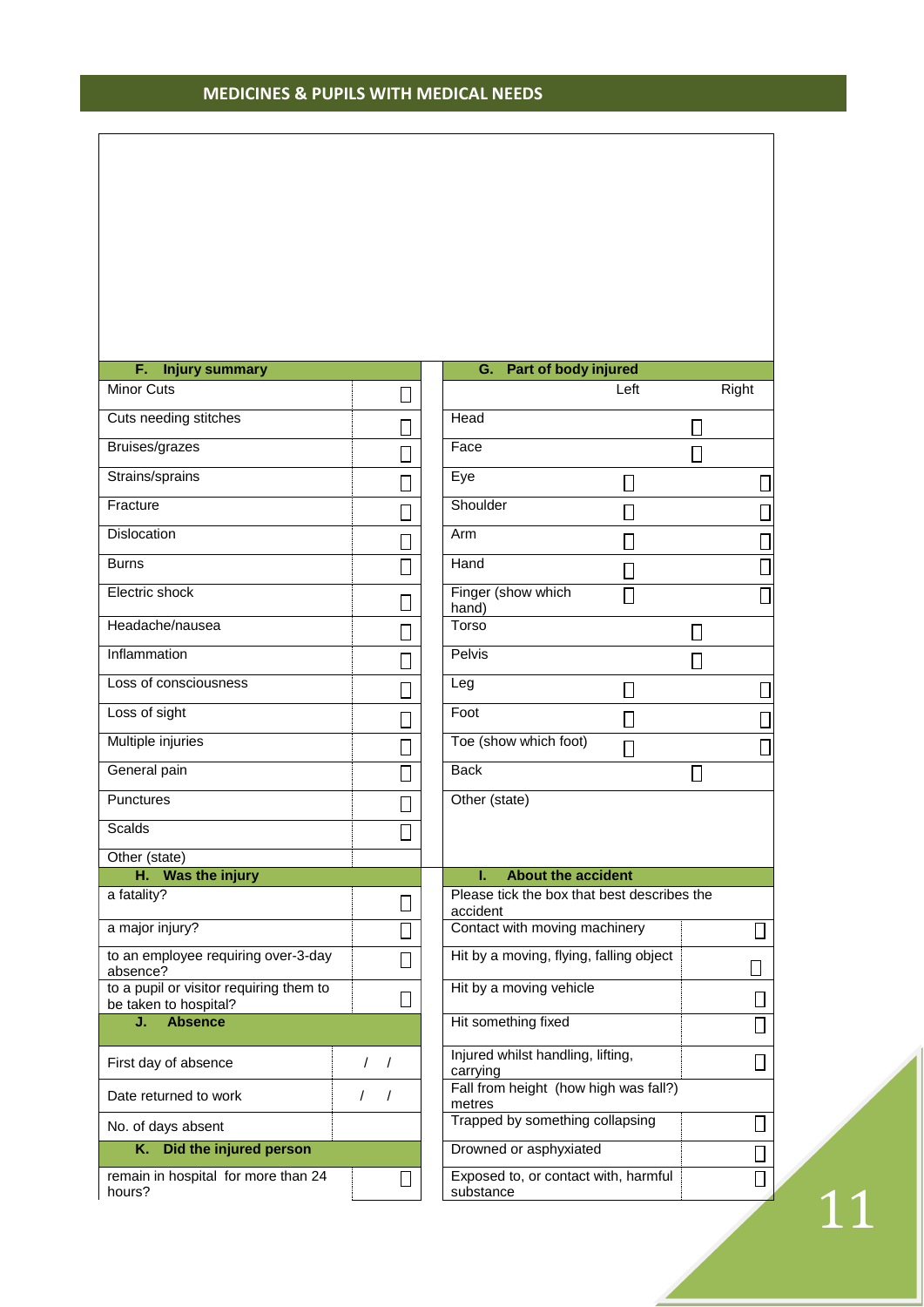## MEDICINES & PUPILS WITH MEDICAL NEEDS

| F. Injury summary | |
|---|---|
| Minor Cuts | ☐ |
| Cuts needing stitches | ☐ |
| Bruises/grazes | ☐ |
| Strains/sprains | ☐ |
| Fracture | ☐ |
| Dislocation | ☐ |
| Burns | ☐ |
| Electric shock | ☐ |
| Headache/nausea | ☐ |
| Inflammation | ☐ |
| Loss of consciousness | ☐ |
| Loss of sight | ☐ |
| Multiple injuries | ☐ |
| General pain | ☐ |
| Punctures | ☐ |
| Scalds | ☐ |
| Other (state) | |

| G. Part of body injured | Left | Right |
|---|---|---|
| Head | ☐ | |
| Face | ☐ | |
| Eye | ☐ | ☐ |
| Shoulder | ☐ | ☐ |
| Arm | ☐ | ☐ |
| Hand | ☐ | ☐ |
| Finger (show which hand) | ☐ | ☐ |
| Torso | ☐ | |
| Pelvis | ☐ | |
| Leg | ☐ | ☐ |
| Foot | ☐ | ☐ |
| Toe (show which foot) | ☐ | ☐ |
| Back | ☐ | |
| Other (state) | | |

| H. Was the injury | |
|---|---|
| a fatality? | ☐ |
| a major injury? | ☐ |
| to an employee requiring over-3-day absence? | ☐ |
| to a pupil or visitor requiring them to be taken to hospital? | ☐ |

| J. Absence | |
|---|---|
| First day of absence | / / |
| Date returned to work | / / |
| No. of days absent | |

| K. Did the injured person | |
|---|---|
| remain in hospital for more than 24 hours? | ☐ |

| I. About the accident | |
|---|---|
| Please tick the box that best describes the accident | |
| Contact with moving machinery | ☐ |
| Hit by a moving, flying, falling object | ☐ |
| Hit by a moving vehicle | ☐ |
| Hit something fixed | ☐ |
| Injured whilst handling, lifting, carrying | ☐ |
| Fall from height (how high was fall?) metres | |
| Trapped by something collapsing | ☐ |
| Drowned or asphyxiated | ☐ |
| Exposed to, or contact with, harmful substance | ☐ |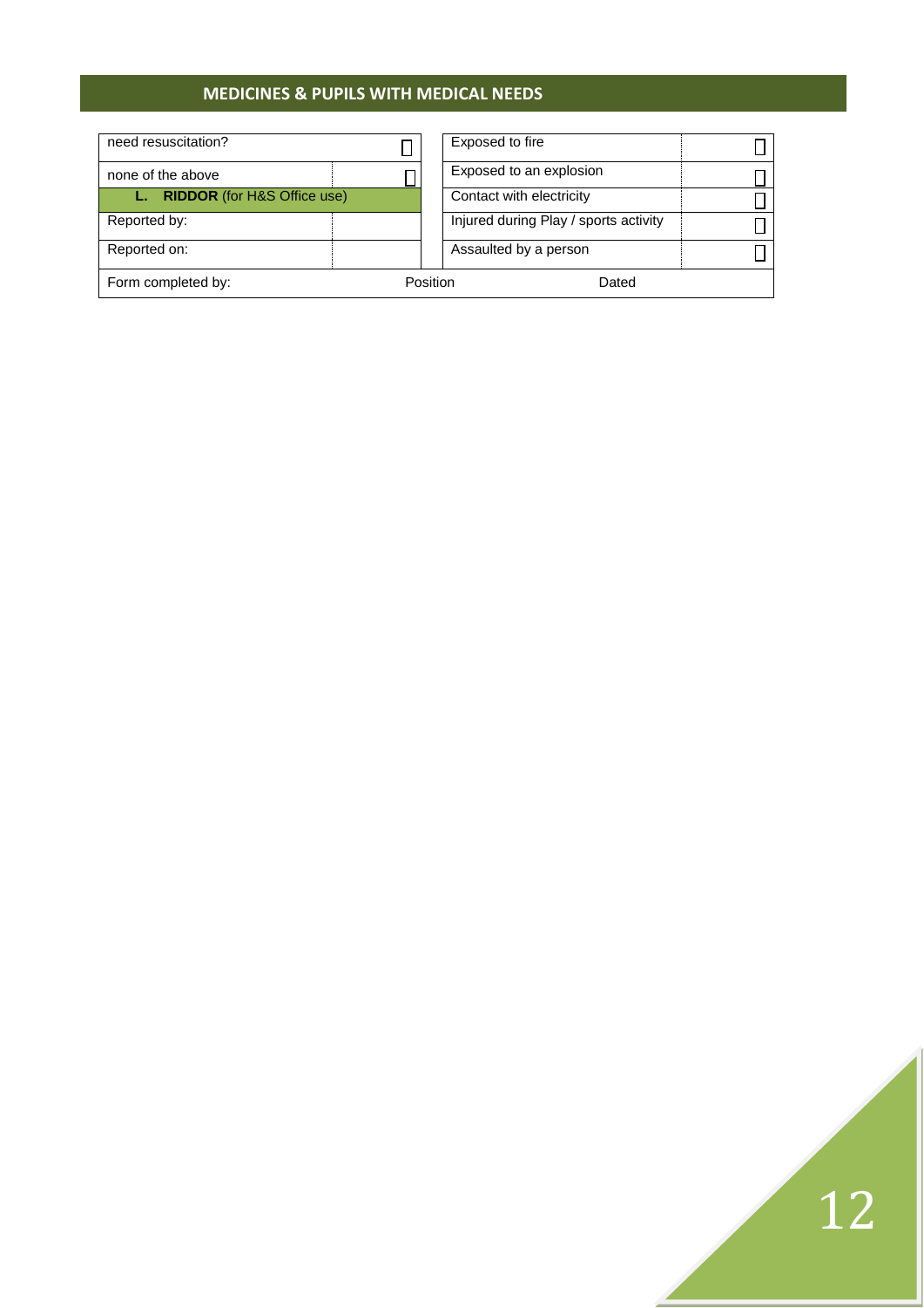| | | | | |
|---|---|---|---|---|
| need resuscitation? | ☐ | | Exposed to fire | ☐ |
| none of the above | ☐ | | Exposed to an explosion | ☐ |
| **L. RIDDOR** (for H&S Office use) | | | Contact with electricity | ☐ |
| Reported by: | | | Injured during Play / sports activity | ☐ |
| Reported on: | | | Assaulted by a person | ☐ |

| | | |
|---|---|---|
| Form completed by: | Position | Dated |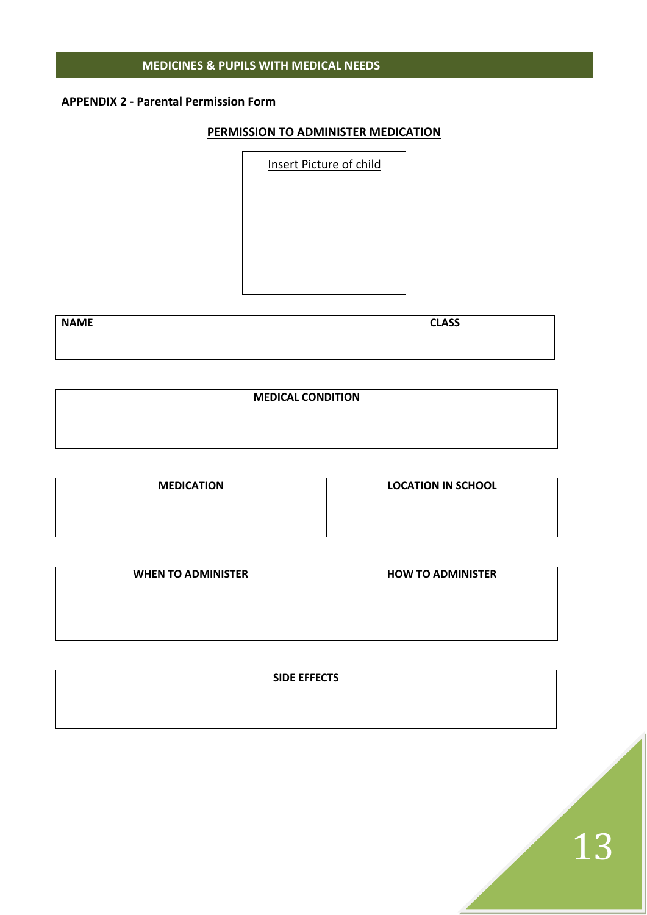## MEDICINES & PUPILS WITH MEDICAL NEEDS

**APPENDIX 2 - Parental Permission Form**

**PERMISSION TO ADMINISTER MEDICATION**

| Insert Picture of child |
|---|
| |

| NAME | CLASS |
|---|---|
| | |

| MEDICAL CONDITION |
|---|
| |

| MEDICATION | LOCATION IN SCHOOL |
|---|---|
| | |

| WHEN TO ADMINISTER | HOW TO ADMINISTER |
|---|---|
| | |

| SIDE EFFECTS |
|---|
| |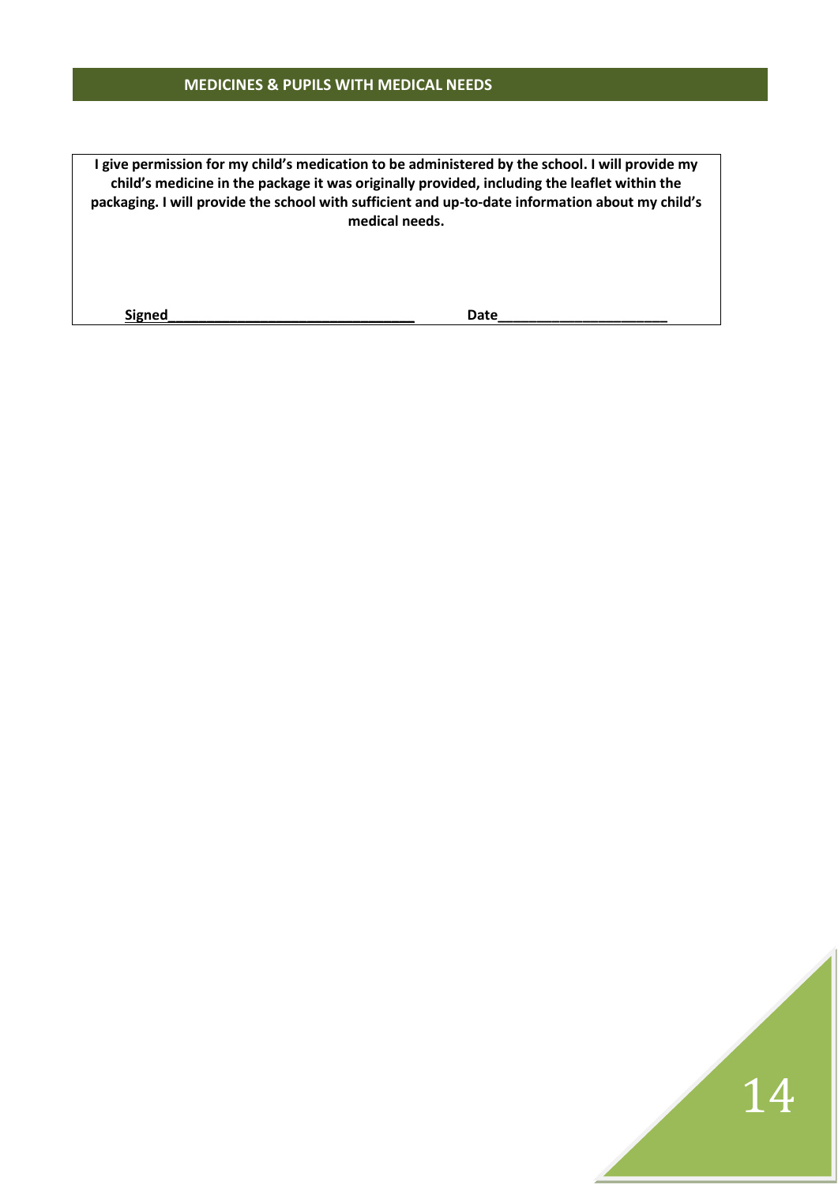## MEDICINES & PUPILS WITH MEDICAL NEEDS

**I give permission for my child's medication to be administered by the school. I will provide my child's medicine in the package it was originally provided, including the leaflet within the packaging. I will provide the school with sufficient and up-to-date information about my child's medical needs.**

**Signed________________________________ Date______________________**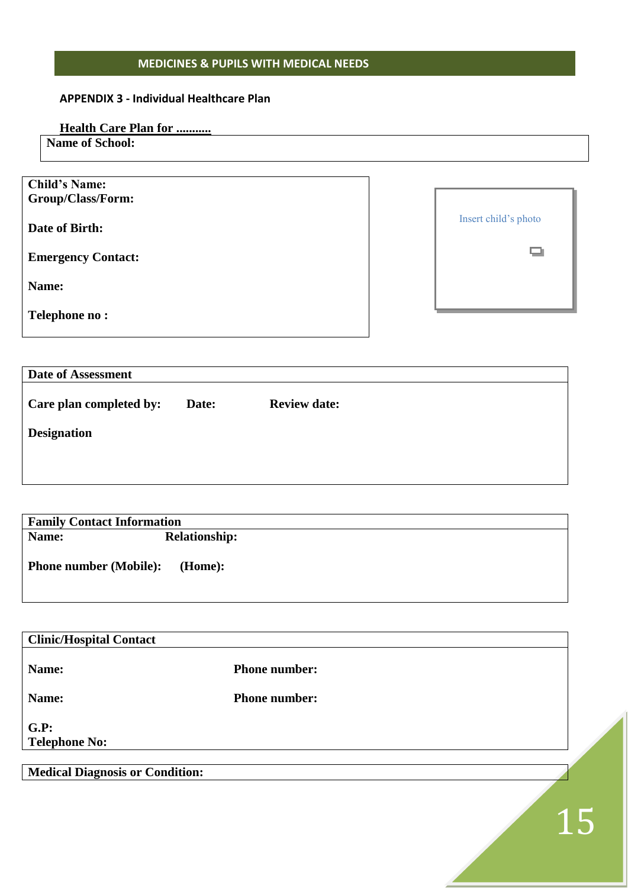## MEDICINES & PUPILS WITH MEDICAL NEEDS

### APPENDIX 3 - Individual Healthcare Plan

**Health Care Plan for ...........**

| **Name of School:** |
|---|

| **Child's Name:** | |
|---|---|
| **Group/Class/Form:** | |
| **Date of Birth:** | |
| **Emergency Contact:** | |
| **Name:** | |
| **Telephone no :** | |

Insert child's photo

| **Date of Assessment** | | |
|---|---|---|
| **Care plan completed by:** | **Date:** | **Review date:** |
| **Designation** | | |

| **Family Contact Information** | |
|---|---|
| **Name:** | **Relationship:** |
| **Phone number (Mobile):** | **(Home):** |

| **Clinic/Hospital Contact** | |
|---|---|
| **Name:** | **Phone number:** |
| **Name:** | **Phone number:** |
| **G.P:** | |
| **Telephone No:** | |

| **Medical Diagnosis or Condition:** |
|---|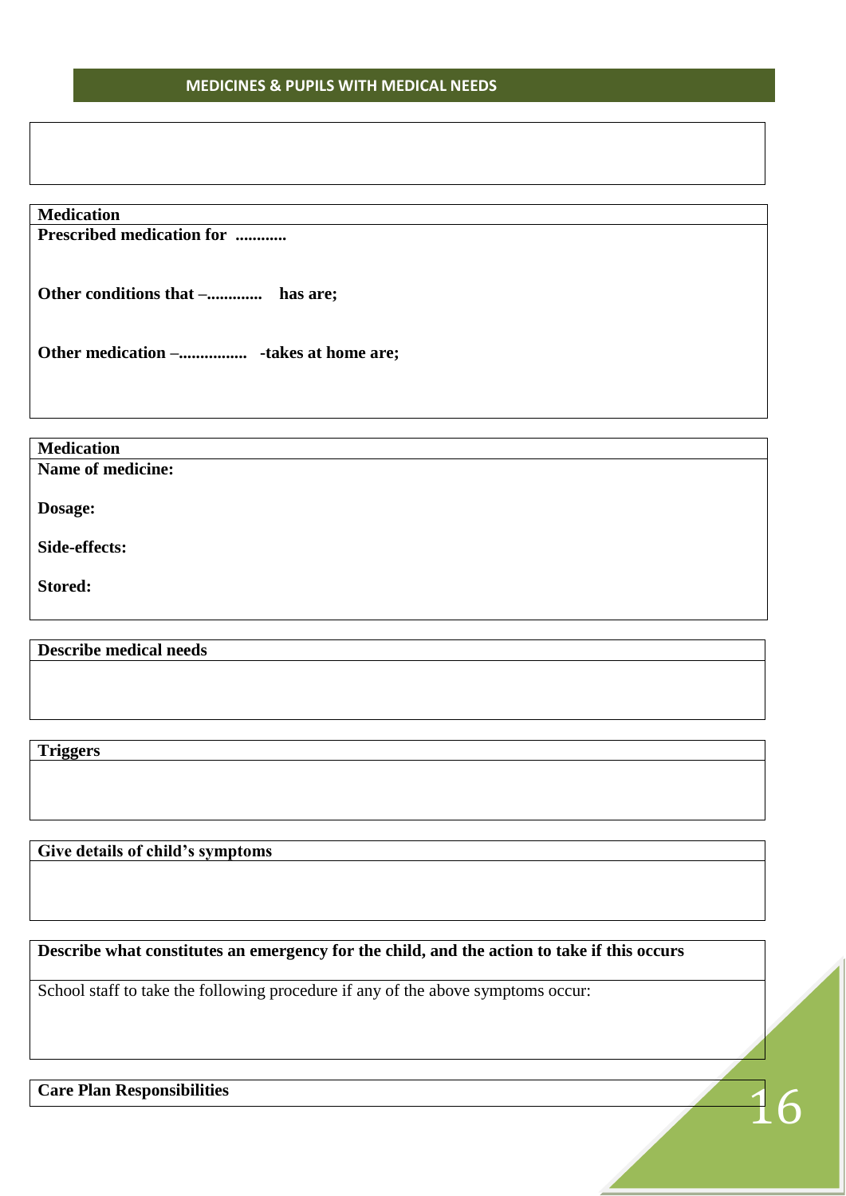## MEDICINES & PUPILS WITH MEDICAL NEEDS

| |
|---|
| |

| **Medication** |
|---|
| **Prescribed medication for ............**<br><br>**Other conditions that –............. has are;**<br><br>**Other medication –................ -takes at home are;** |

| **Medication** |
|---|
| **Name of medicine:**<br><br>**Dosage:**<br><br>**Side-effects:**<br><br>**Stored:** |

| **Describe medical needs** |
|---|
| |

| **Triggers** |
|---|
| |

| **Give details of child's symptoms** |
|---|
| |

| **Describe what constitutes an emergency for the child, and the action to take if this occurs** |
|---|
| School staff to take the following procedure if any of the above symptoms occur: |

| **Care Plan Responsibilities** |
|---|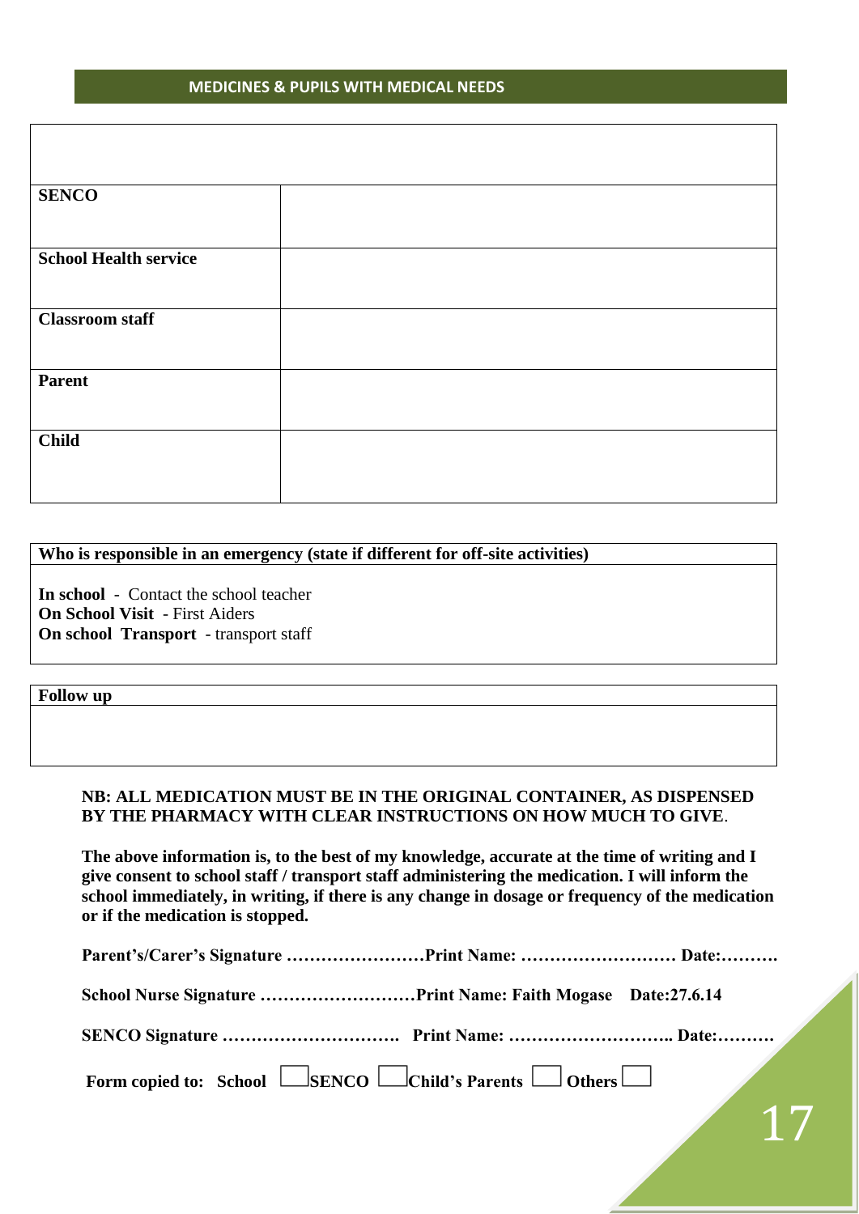## MEDICINES & PUPILS WITH MEDICAL NEEDS

| | |
|---|---|
| **SENCO** | |
| **School Health service** | |
| **Classroom staff** | |
| **Parent** | |
| **Child** | |

| **Who is responsible in an emergency (state if different for off-site activities)** |
|---|
| **In school** - Contact the school teacher<br>**On School Visit** - First Aiders<br>**On school Transport** - transport staff |

| **Follow up** |
|---|
| |

**NB: ALL MEDICATION MUST BE IN THE ORIGINAL CONTAINER, AS DISPENSED BY THE PHARMACY WITH CLEAR INSTRUCTIONS ON HOW MUCH TO GIVE**.

**The above information is, to the best of my knowledge, accurate at the time of writing and I give consent to school staff / transport staff administering the medication. I will inform the school immediately, in writing, if there is any change in dosage or frequency of the medication or if the medication is stopped.**

**Parent's/Carer's Signature ……………………Print Name: ……………………… Date:……….**

**School Nurse Signature ………………………Print Name: Faith Mogase Date:27.6.14**

**SENCO Signature …………………………. Print Name: ……………………….. Date:………**

**Form copied to: School ☐ SENCO ☐ Child's Parents ☐ Others ☐**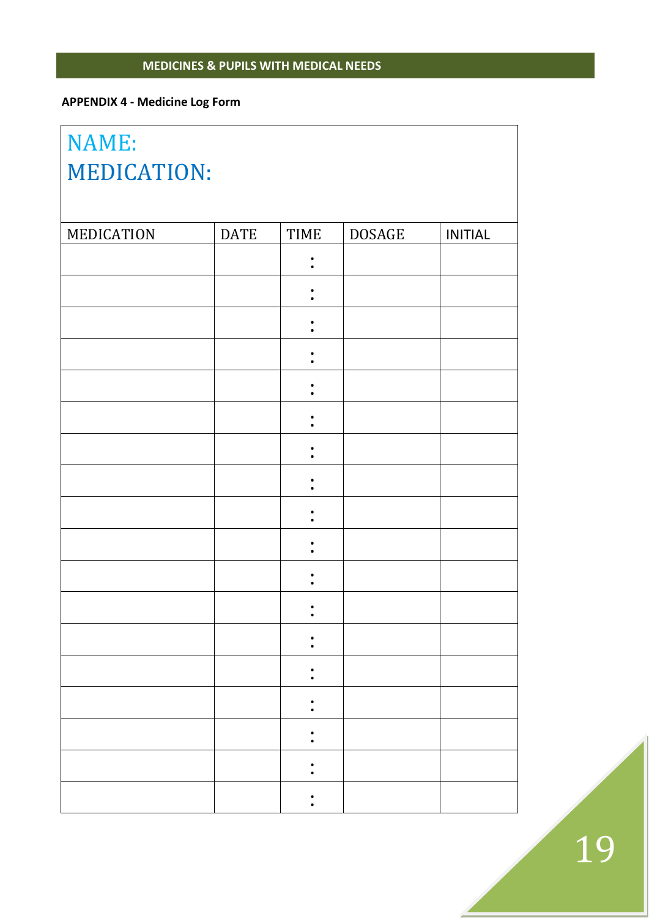**APPENDIX 4 - Medicine Log Form**

NAME:

MEDICATION:

| MEDICATION | DATE | TIME | DOSAGE | INITIAL |
| --- | --- | --- | --- | --- |
| | | : | | |
| | | : | | |
| | | : | | |
| | | : | | |
| | | : | | |
| | | : | | |
| | | : | | |
| | | : | | |
| | | : | | |
| | | : | | |
| | | : | | |
| | | : | | |
| | | : | | |
| | | : | | |
| | | : | | |
| | | : | | |
| | | : | | |
| | | : | | |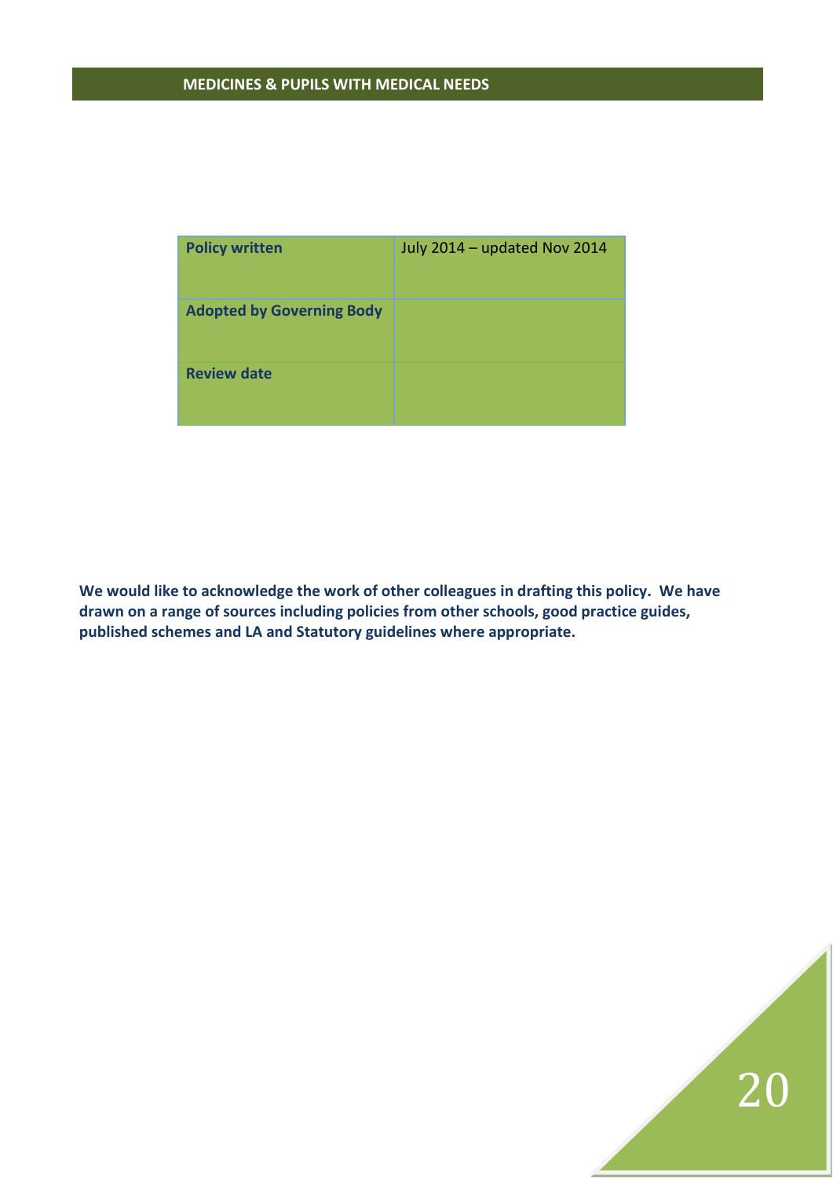| | |
|---|---|
| **Policy written** | July 2014 – updated Nov 2014 |
| **Adopted by Governing Body** | |
| **Review date** | |

**We would like to acknowledge the work of other colleagues in drafting this policy. We have drawn on a range of sources including policies from other schools, good practice guides, published schemes and LA and Statutory guidelines where appropriate.**